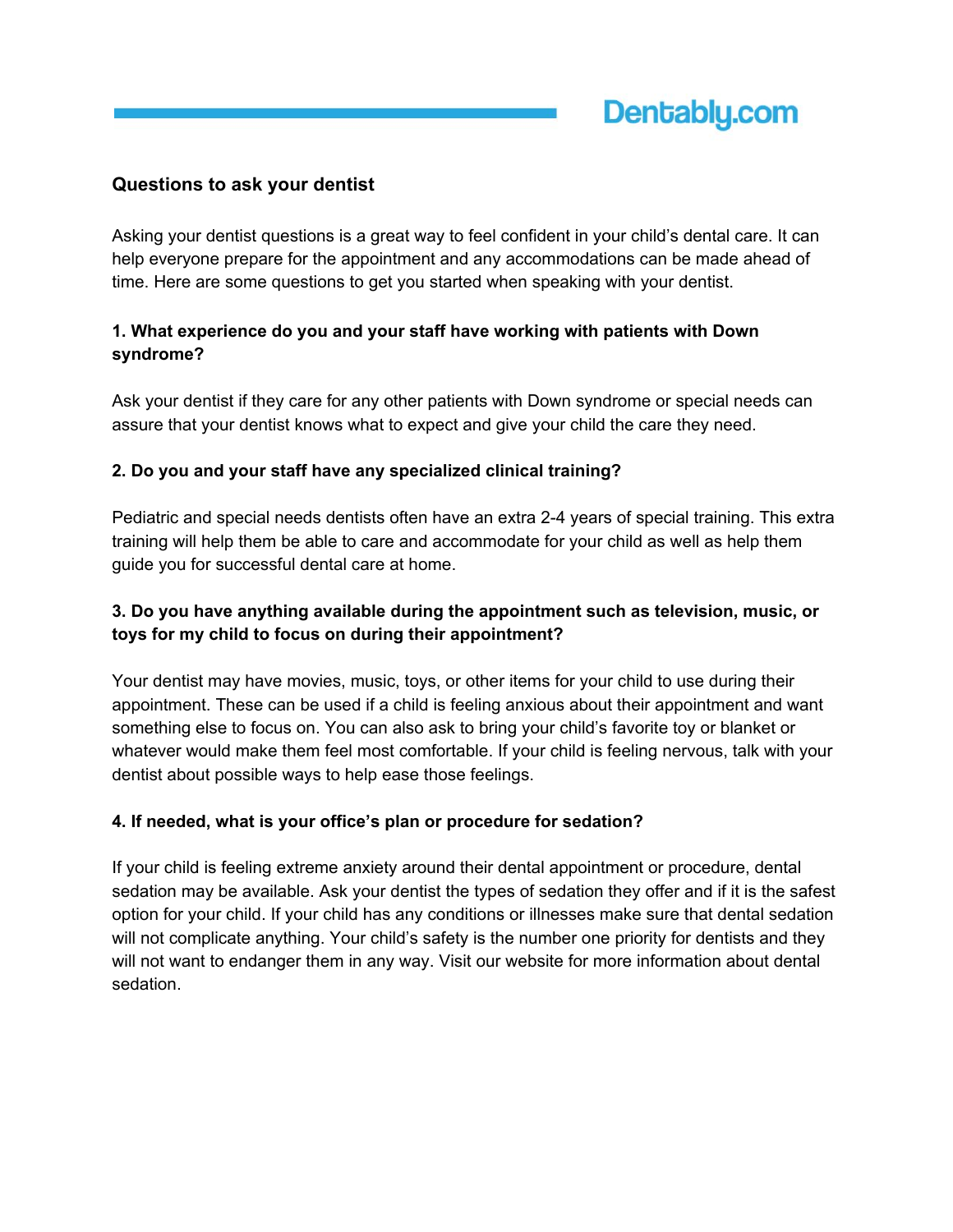Dentably.com

## Questions to ask your dentist

Asking your dentist questions is a great way to feel confident in your child's dental care. It can help everyone prepare for the appointment and any accommodations can be made ahead of time. Here are some questions to get you started when speaking with your dentist.

### 1. What experience do you and your staff have working with patients with Down syndrome?

Ask your dentist if they care for any other patients with Down syndrome or special needs can assure that your dentist knows what to expect and give your child the care they need.

### 2. Do you and your staff have any specialized clinical training?

Pediatric and special needs dentists often have an extra 2-4 years of special training. This extra training will help them be able to care and accommodate for your child as well as help them guide you for successful dental care at home.

### 3. Do you have anything available during the appointment such as television, music, or toys for my child to focus on during their appointment?

Your dentist may have movies, music, toys, or other items for your child to use during their appointment. These can be used if a child is feeling anxious about their appointment and want something else to focus on. You can also ask to bring your child's favorite toy or blanket or whatever would make them feel most comfortable. If your child is feeling nervous, talk with your dentist about possible ways to help ease those feelings.

### 4. If needed, what is your office's plan or procedure for sedation?

If your child is feeling extreme anxiety around their dental appointment or procedure, dental sedation may be available. Ask your dentist the types of sedation they offer and if it is the safest option for your child. If your child has any conditions or illnesses make sure that dental sedation will not complicate anything. Your child's safety is the number one priority for dentists and they will not want to endanger them in any way. Visit our website for more information about dental sedation.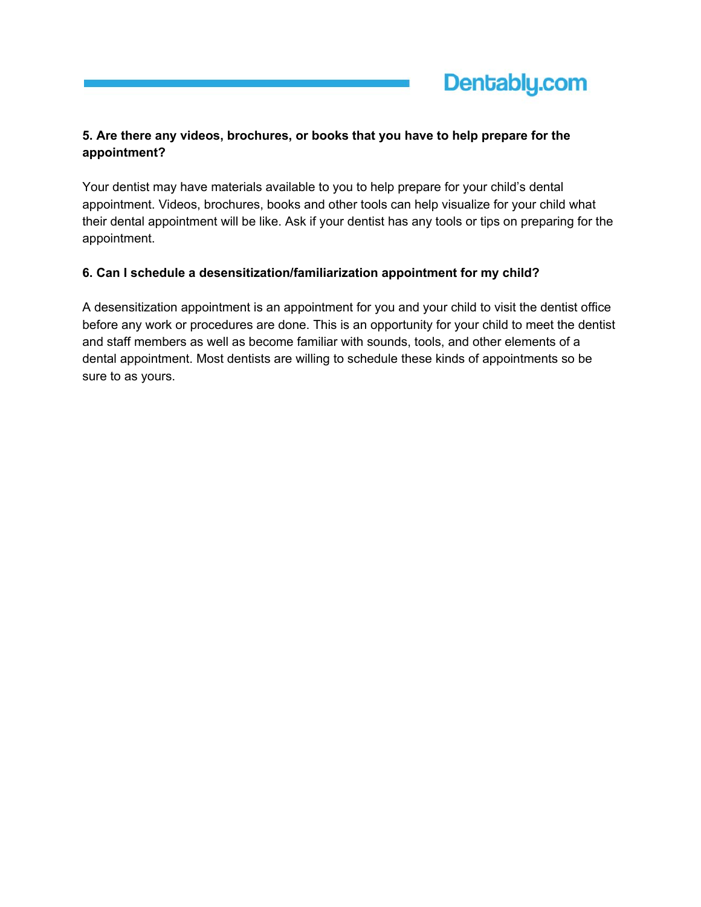**5. Are there any videos, brochures, or books that you have to help prepare for the appointment?**

Your dentist may have materials available to you to help prepare for your child's dental appointment. Videos, brochures, books and other tools can help visualize for your child what their dental appointment will be like. Ask if your dentist has any tools or tips on preparing for the appointment.

**6. Can I schedule a desensitization/familiarization appointment for my child?**

A desensitization appointment is an appointment for you and your child to visit the dentist office before any work or procedures are done. This is an opportunity for your child to meet the dentist and staff members as well as become familiar with sounds, tools, and other elements of a dental appointment. Most dentists are willing to schedule these kinds of appointments so be sure to as yours.